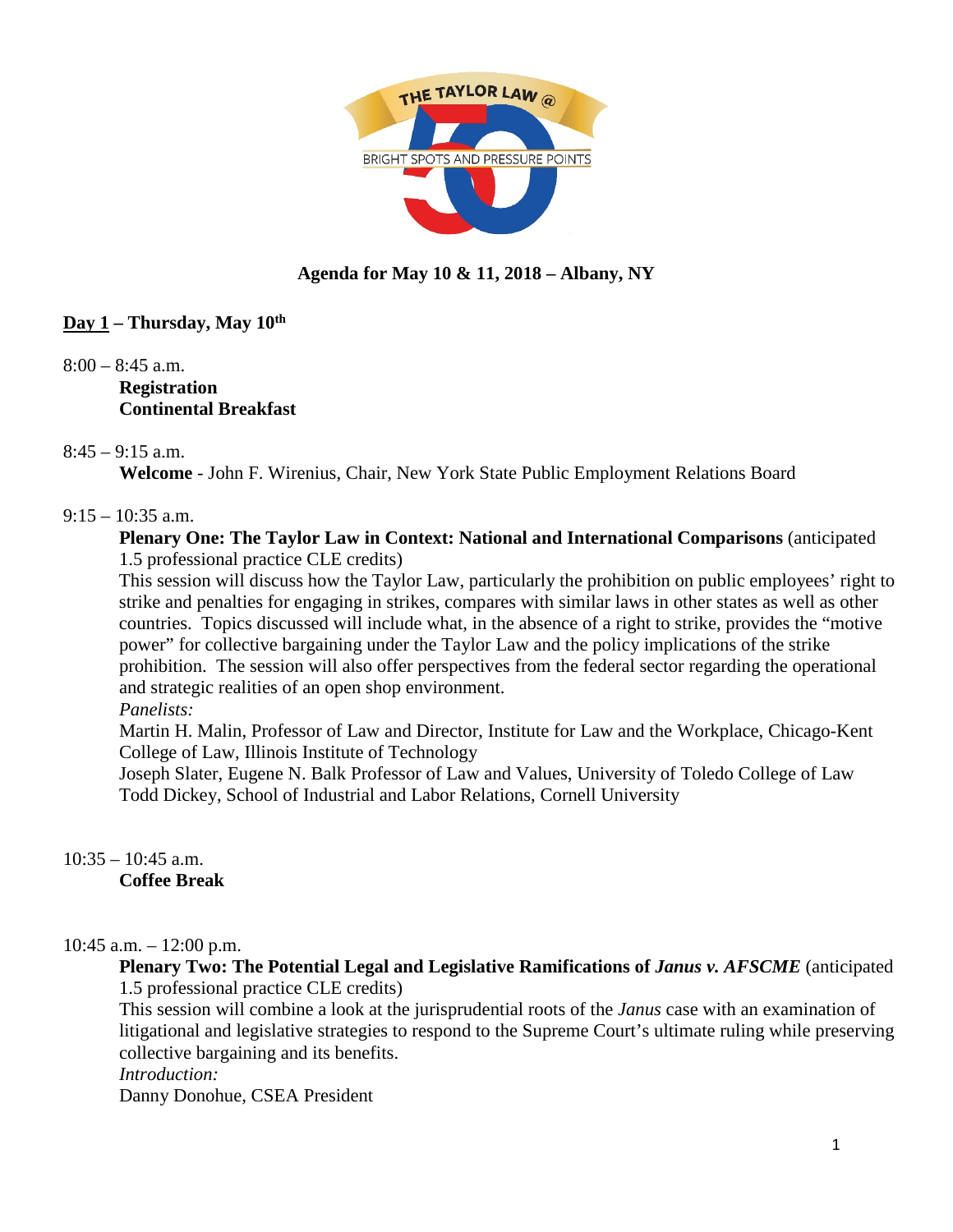THE TAYLOR LAW @ 50

BRIGHT SPOTS AND PRESSURE POINTS

**Agenda for May 10 & 11, 2018 – Albany, NY**

**<u>Day 1</u> – Thursday, May 10th**

8:00 – 8:45 a.m.

**Registration**
**Continental Breakfast**

8:45 – 9:15 a.m.

**Welcome** - John F. Wirenius, Chair, New York State Public Employment Relations Board

9:15 – 10:35 a.m.

**Plenary One: The Taylor Law in Context: National and International Comparisons** (anticipated 1.5 professional practice CLE credits)

This session will discuss how the Taylor Law, particularly the prohibition on public employees' right to strike and penalties for engaging in strikes, compares with similar laws in other states as well as other countries. Topics discussed will include what, in the absence of a right to strike, provides the "motive power" for collective bargaining under the Taylor Law and the policy implications of the strike prohibition. The session will also offer perspectives from the federal sector regarding the operational and strategic realities of an open shop environment.

*Panelists:*

Martin H. Malin, Professor of Law and Director, Institute for Law and the Workplace, Chicago-Kent College of Law, Illinois Institute of Technology

Joseph Slater, Eugene N. Balk Professor of Law and Values, University of Toledo College of Law

Todd Dickey, School of Industrial and Labor Relations, Cornell University

10:35 – 10:45 a.m.

**Coffee Break**

10:45 a.m. – 12:00 p.m.

**Plenary Two: The Potential Legal and Legislative Ramifications of *Janus v. AFSCME*** (anticipated 1.5 professional practice CLE credits)

This session will combine a look at the jurisprudential roots of the *Janus* case with an examination of litigational and legislative strategies to respond to the Supreme Court's ultimate ruling while preserving collective bargaining and its benefits.

*Introduction:*

Danny Donohue, CSEA President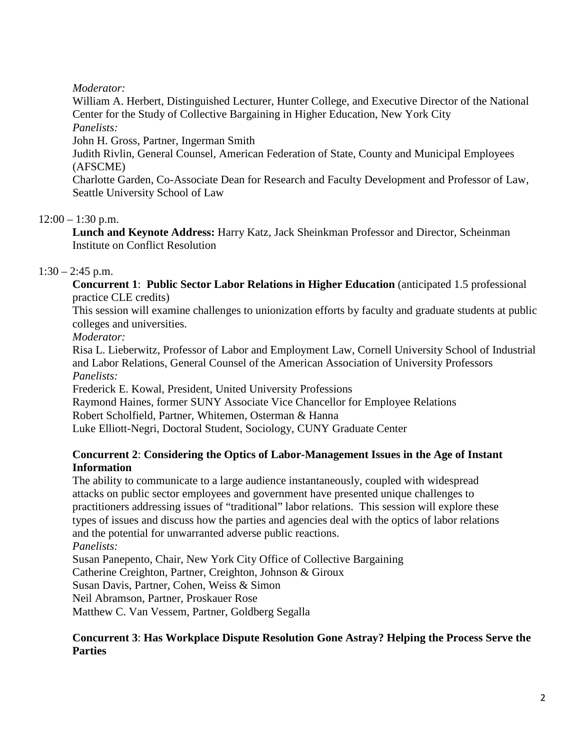*Moderator:*
William A. Herbert, Distinguished Lecturer, Hunter College, and Executive Director of the National Center for the Study of Collective Bargaining in Higher Education, New York City
*Panelists:*
John H. Gross, Partner, Ingerman Smith
Judith Rivlin, General Counsel, American Federation of State, County and Municipal Employees (AFSCME)
Charlotte Garden, Co-Associate Dean for Research and Faculty Development and Professor of Law, Seattle University School of Law

12:00 – 1:30 p.m.

**Lunch and Keynote Address:** Harry Katz, Jack Sheinkman Professor and Director, Scheinman Institute on Conflict Resolution

1:30 – 2:45 p.m.

**Concurrent 1**: **Public Sector Labor Relations in Higher Education** (anticipated 1.5 professional practice CLE credits)
This session will examine challenges to unionization efforts by faculty and graduate students at public colleges and universities.
*Moderator:*
Risa L. Lieberwitz, Professor of Labor and Employment Law, Cornell University School of Industrial and Labor Relations, General Counsel of the American Association of University Professors
*Panelists:*
Frederick E. Kowal, President, United University Professions
Raymond Haines, former SUNY Associate Vice Chancellor for Employee Relations
Robert Scholfield, Partner, Whitemen, Osterman & Hanna
Luke Elliott-Negri, Doctoral Student, Sociology, CUNY Graduate Center

**Concurrent 2**: **Considering the Optics of Labor-Management Issues in the Age of Instant Information**
The ability to communicate to a large audience instantaneously, coupled with widespread attacks on public sector employees and government have presented unique challenges to practitioners addressing issues of "traditional" labor relations. This session will explore these types of issues and discuss how the parties and agencies deal with the optics of labor relations and the potential for unwarranted adverse public reactions.
*Panelists:*
Susan Panepento, Chair, New York City Office of Collective Bargaining
Catherine Creighton, Partner, Creighton, Johnson & Giroux
Susan Davis, Partner, Cohen, Weiss & Simon
Neil Abramson, Partner, Proskauer Rose
Matthew C. Van Vessem, Partner, Goldberg Segalla

**Concurrent 3**: **Has Workplace Dispute Resolution Gone Astray? Helping the Process Serve the Parties**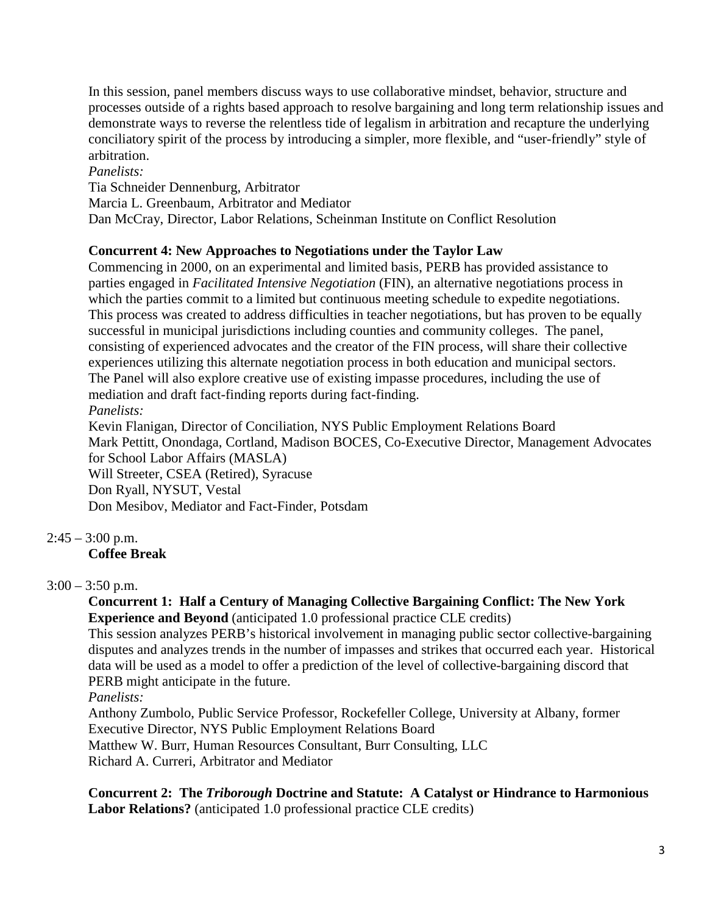In this session, panel members discuss ways to use collaborative mindset, behavior, structure and processes outside of a rights based approach to resolve bargaining and long term relationship issues and demonstrate ways to reverse the relentless tide of legalism in arbitration and recapture the underlying conciliatory spirit of the process by introducing a simpler, more flexible, and "user-friendly" style of arbitration.

*Panelists:*

Tia Schneider Dennenburg, Arbitrator
Marcia L. Greenbaum, Arbitrator and Mediator
Dan McCray, Director, Labor Relations, Scheinman Institute on Conflict Resolution

**Concurrent 4: New Approaches to Negotiations under the Taylor Law**

Commencing in 2000, on an experimental and limited basis, PERB has provided assistance to parties engaged in *Facilitated Intensive Negotiation* (FIN), an alternative negotiations process in which the parties commit to a limited but continuous meeting schedule to expedite negotiations. This process was created to address difficulties in teacher negotiations, but has proven to be equally successful in municipal jurisdictions including counties and community colleges. The panel, consisting of experienced advocates and the creator of the FIN process, will share their collective experiences utilizing this alternate negotiation process in both education and municipal sectors. The Panel will also explore creative use of existing impasse procedures, including the use of mediation and draft fact-finding reports during fact-finding.

*Panelists:*

Kevin Flanigan, Director of Conciliation, NYS Public Employment Relations Board
Mark Pettitt, Onondaga, Cortland, Madison BOCES, Co-Executive Director, Management Advocates for School Labor Affairs (MASLA)
Will Streeter, CSEA (Retired), Syracuse
Don Ryall, NYSUT, Vestal
Don Mesibov, Mediator and Fact-Finder, Potsdam

2:45 – 3:00 p.m.
**Coffee Break**

3:00 – 3:50 p.m.
**Concurrent 1: Half a Century of Managing Collective Bargaining Conflict: The New York Experience and Beyond** (anticipated 1.0 professional practice CLE credits)

This session analyzes PERB's historical involvement in managing public sector collective-bargaining disputes and analyzes trends in the number of impasses and strikes that occurred each year. Historical data will be used as a model to offer a prediction of the level of collective-bargaining discord that PERB might anticipate in the future.

*Panelists:*

Anthony Zumbolo, Public Service Professor, Rockefeller College, University at Albany, former Executive Director, NYS Public Employment Relations Board
Matthew W. Burr, Human Resources Consultant, Burr Consulting, LLC
Richard A. Curreri, Arbitrator and Mediator

**Concurrent 2: The *Triborough* Doctrine and Statute: A Catalyst or Hindrance to Harmonious Labor Relations?** (anticipated 1.0 professional practice CLE credits)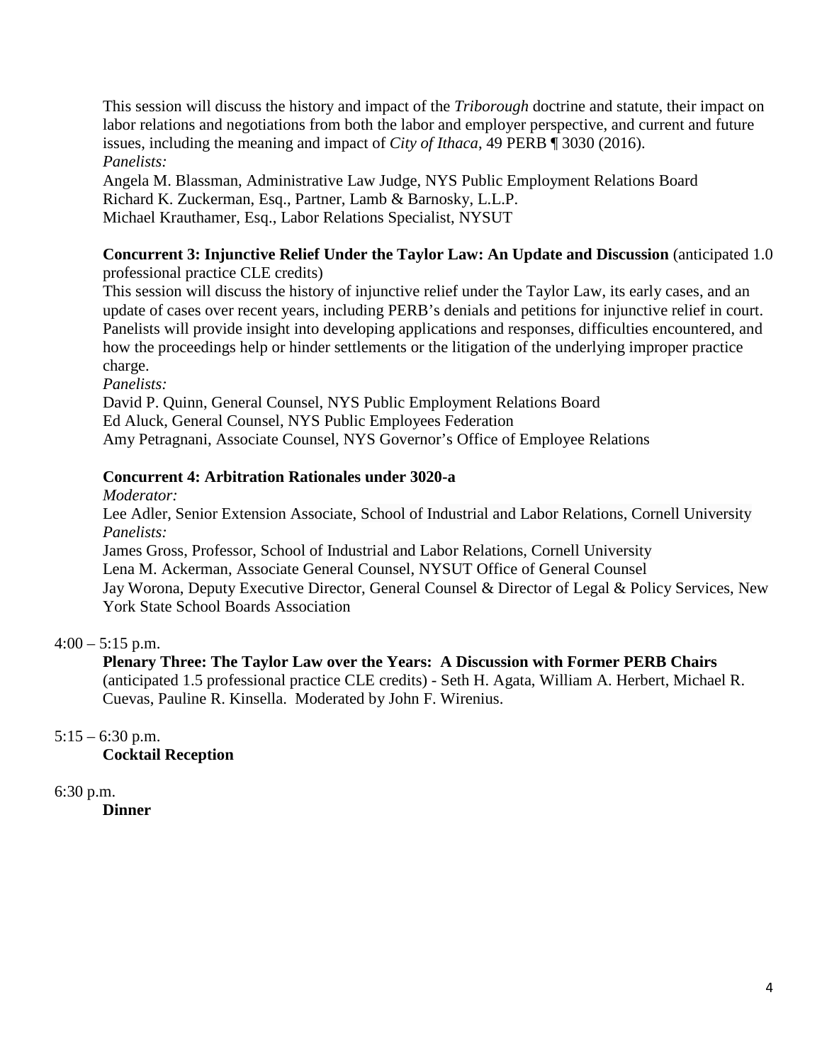This session will discuss the history and impact of the *Triborough* doctrine and statute, their impact on labor relations and negotiations from both the labor and employer perspective, and current and future issues, including the meaning and impact of *City of Ithaca*, 49 PERB ¶ 3030 (2016).

*Panelists:*

Angela M. Blassman, Administrative Law Judge, NYS Public Employment Relations Board
Richard K. Zuckerman, Esq., Partner, Lamb & Barnosky, L.L.P.
Michael Krauthamer, Esq., Labor Relations Specialist, NYSUT

**Concurrent 3: Injunctive Relief Under the Taylor Law: An Update and Discussion** (anticipated 1.0 professional practice CLE credits)

This session will discuss the history of injunctive relief under the Taylor Law, its early cases, and an update of cases over recent years, including PERB's denials and petitions for injunctive relief in court. Panelists will provide insight into developing applications and responses, difficulties encountered, and how the proceedings help or hinder settlements or the litigation of the underlying improper practice charge.

*Panelists:*

David P. Quinn, General Counsel, NYS Public Employment Relations Board
Ed Aluck, General Counsel, NYS Public Employees Federation
Amy Petragnani, Associate Counsel, NYS Governor's Office of Employee Relations

**Concurrent 4: Arbitration Rationales under 3020-a**

*Moderator:*

Lee Adler, Senior Extension Associate, School of Industrial and Labor Relations, Cornell University

*Panelists:*

James Gross, Professor, School of Industrial and Labor Relations, Cornell University
Lena M. Ackerman, Associate General Counsel, NYSUT Office of General Counsel
Jay Worona, Deputy Executive Director, General Counsel & Director of Legal & Policy Services, New York State School Boards Association

4:00 – 5:15 p.m.

**Plenary Three: The Taylor Law over the Years: A Discussion with Former PERB Chairs** (anticipated 1.5 professional practice CLE credits) - Seth H. Agata, William A. Herbert, Michael R. Cuevas, Pauline R. Kinsella. Moderated by John F. Wirenius.

5:15 – 6:30 p.m.

**Cocktail Reception**

6:30 p.m.

**Dinner**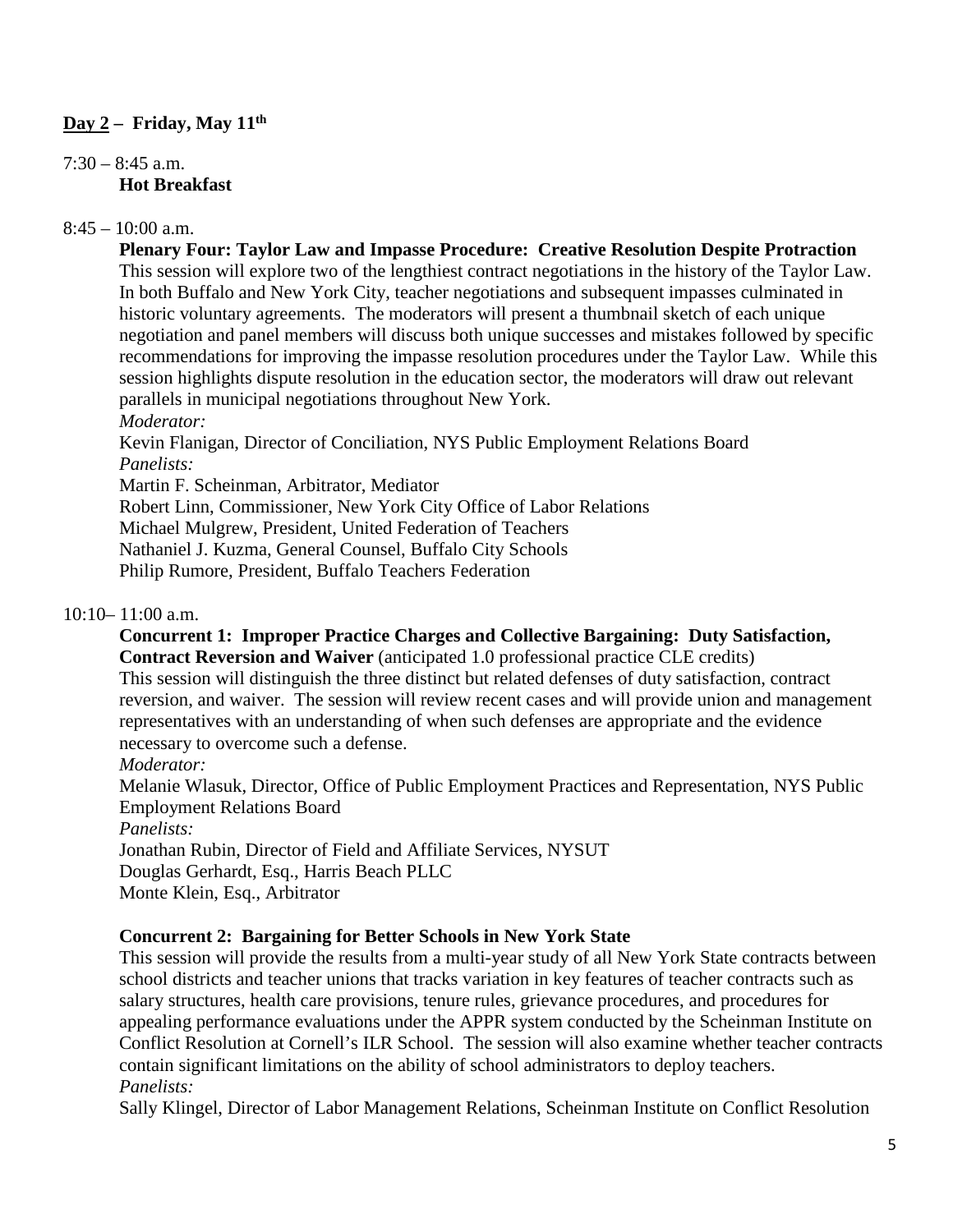**Day 2 – Friday, May 11th**

7:30 – 8:45 a.m.
**Hot Breakfast**

8:45 – 10:00 a.m.
**Plenary Four: Taylor Law and Impasse Procedure: Creative Resolution Despite Protraction**
This session will explore two of the lengthiest contract negotiations in the history of the Taylor Law. In both Buffalo and New York City, teacher negotiations and subsequent impasses culminated in historic voluntary agreements. The moderators will present a thumbnail sketch of each unique negotiation and panel members will discuss both unique successes and mistakes followed by specific recommendations for improving the impasse resolution procedures under the Taylor Law. While this session highlights dispute resolution in the education sector, the moderators will draw out relevant parallels in municipal negotiations throughout New York.

*Moderator:*
Kevin Flanigan, Director of Conciliation, NYS Public Employment Relations Board

*Panelists:*
Martin F. Scheinman, Arbitrator, Mediator
Robert Linn, Commissioner, New York City Office of Labor Relations
Michael Mulgrew, President, United Federation of Teachers
Nathaniel J. Kuzma, General Counsel, Buffalo City Schools
Philip Rumore, President, Buffalo Teachers Federation

10:10– 11:00 a.m.
**Concurrent 1: Improper Practice Charges and Collective Bargaining: Duty Satisfaction, Contract Reversion and Waiver** (anticipated 1.0 professional practice CLE credits)
This session will distinguish the three distinct but related defenses of duty satisfaction, contract reversion, and waiver. The session will review recent cases and will provide union and management representatives with an understanding of when such defenses are appropriate and the evidence necessary to overcome such a defense.

*Moderator:*
Melanie Wlasuk, Director, Office of Public Employment Practices and Representation, NYS Public Employment Relations Board

*Panelists:*
Jonathan Rubin, Director of Field and Affiliate Services, NYSUT
Douglas Gerhardt, Esq., Harris Beach PLLC
Monte Klein, Esq., Arbitrator

**Concurrent 2: Bargaining for Better Schools in New York State**
This session will provide the results from a multi-year study of all New York State contracts between school districts and teacher unions that tracks variation in key features of teacher contracts such as salary structures, health care provisions, tenure rules, grievance procedures, and procedures for appealing performance evaluations under the APPR system conducted by the Scheinman Institute on Conflict Resolution at Cornell's ILR School. The session will also examine whether teacher contracts contain significant limitations on the ability of school administrators to deploy teachers.

*Panelists:*
Sally Klingel, Director of Labor Management Relations, Scheinman Institute on Conflict Resolution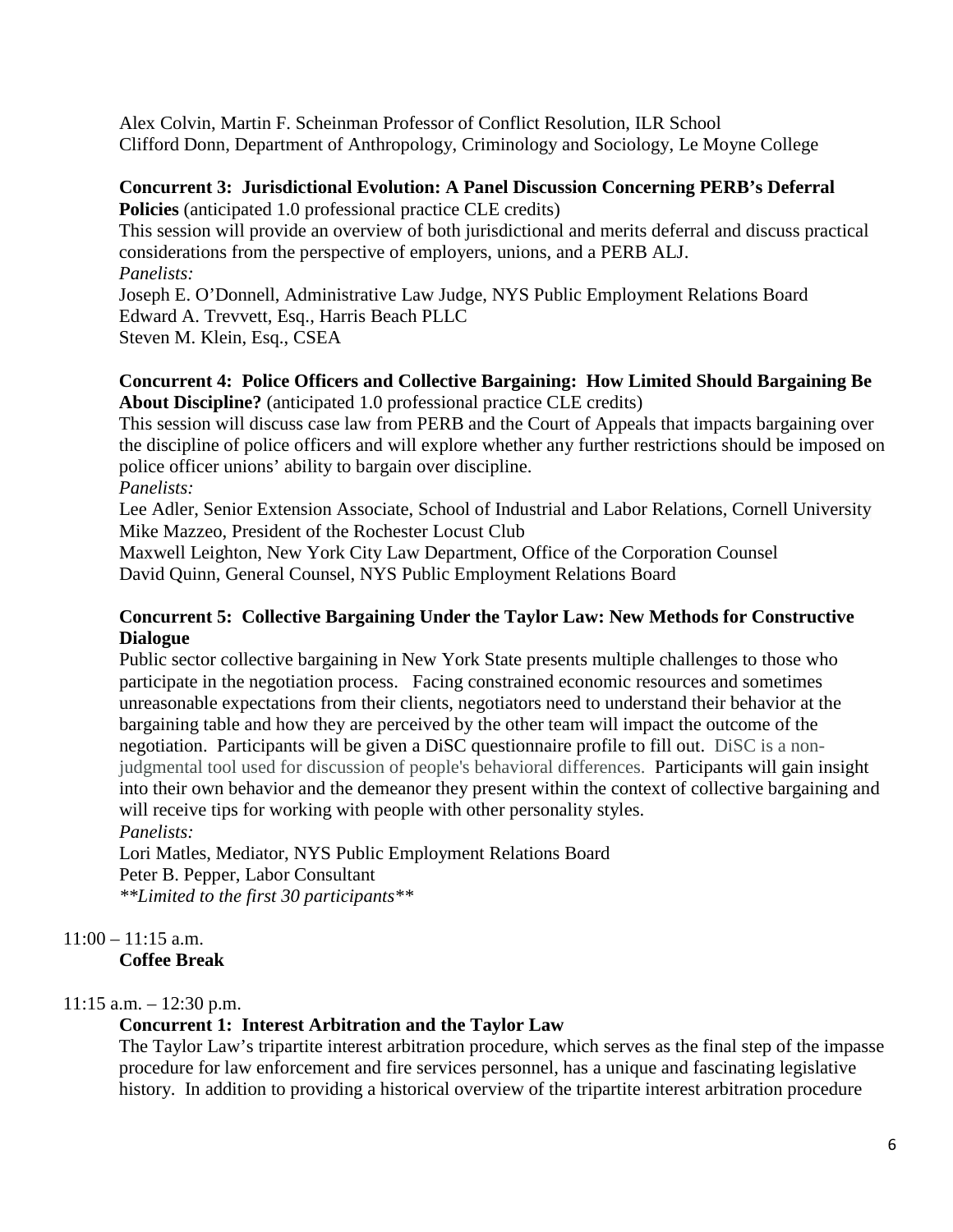Alex Colvin, Martin F. Scheinman Professor of Conflict Resolution, ILR School
Clifford Donn, Department of Anthropology, Criminology and Sociology, Le Moyne College

**Concurrent 3: Jurisdictional Evolution: A Panel Discussion Concerning PERB's Deferral Policies** (anticipated 1.0 professional practice CLE credits)
This session will provide an overview of both jurisdictional and merits deferral and discuss practical considerations from the perspective of employers, unions, and a PERB ALJ.
*Panelists:*
Joseph E. O'Donnell, Administrative Law Judge, NYS Public Employment Relations Board
Edward A. Trevvett, Esq., Harris Beach PLLC
Steven M. Klein, Esq., CSEA

**Concurrent 4: Police Officers and Collective Bargaining: How Limited Should Bargaining Be About Discipline?** (anticipated 1.0 professional practice CLE credits)
This session will discuss case law from PERB and the Court of Appeals that impacts bargaining over the discipline of police officers and will explore whether any further restrictions should be imposed on police officer unions' ability to bargain over discipline.
*Panelists:*
Lee Adler, Senior Extension Associate, School of Industrial and Labor Relations, Cornell University
Mike Mazzeo, President of the Rochester Locust Club
Maxwell Leighton, New York City Law Department, Office of the Corporation Counsel
David Quinn, General Counsel, NYS Public Employment Relations Board

**Concurrent 5: Collective Bargaining Under the Taylor Law: New Methods for Constructive Dialogue**
Public sector collective bargaining in New York State presents multiple challenges to those who participate in the negotiation process. Facing constrained economic resources and sometimes unreasonable expectations from their clients, negotiators need to understand their behavior at the bargaining table and how they are perceived by the other team will impact the outcome of the negotiation. Participants will be given a DiSC questionnaire profile to fill out. DiSC is a non-judgmental tool used for discussion of people's behavioral differences. Participants will gain insight into their own behavior and the demeanor they present within the context of collective bargaining and will receive tips for working with people with other personality styles.
*Panelists:*
Lori Matles, Mediator, NYS Public Employment Relations Board
Peter B. Pepper, Labor Consultant
*\*\*Limited to the first 30 participants\*\**

11:00 – 11:15 a.m.
**Coffee Break**

11:15 a.m. – 12:30 p.m.
**Concurrent 1: Interest Arbitration and the Taylor Law**
The Taylor Law's tripartite interest arbitration procedure, which serves as the final step of the impasse procedure for law enforcement and fire services personnel, has a unique and fascinating legislative history. In addition to providing a historical overview of the tripartite interest arbitration procedure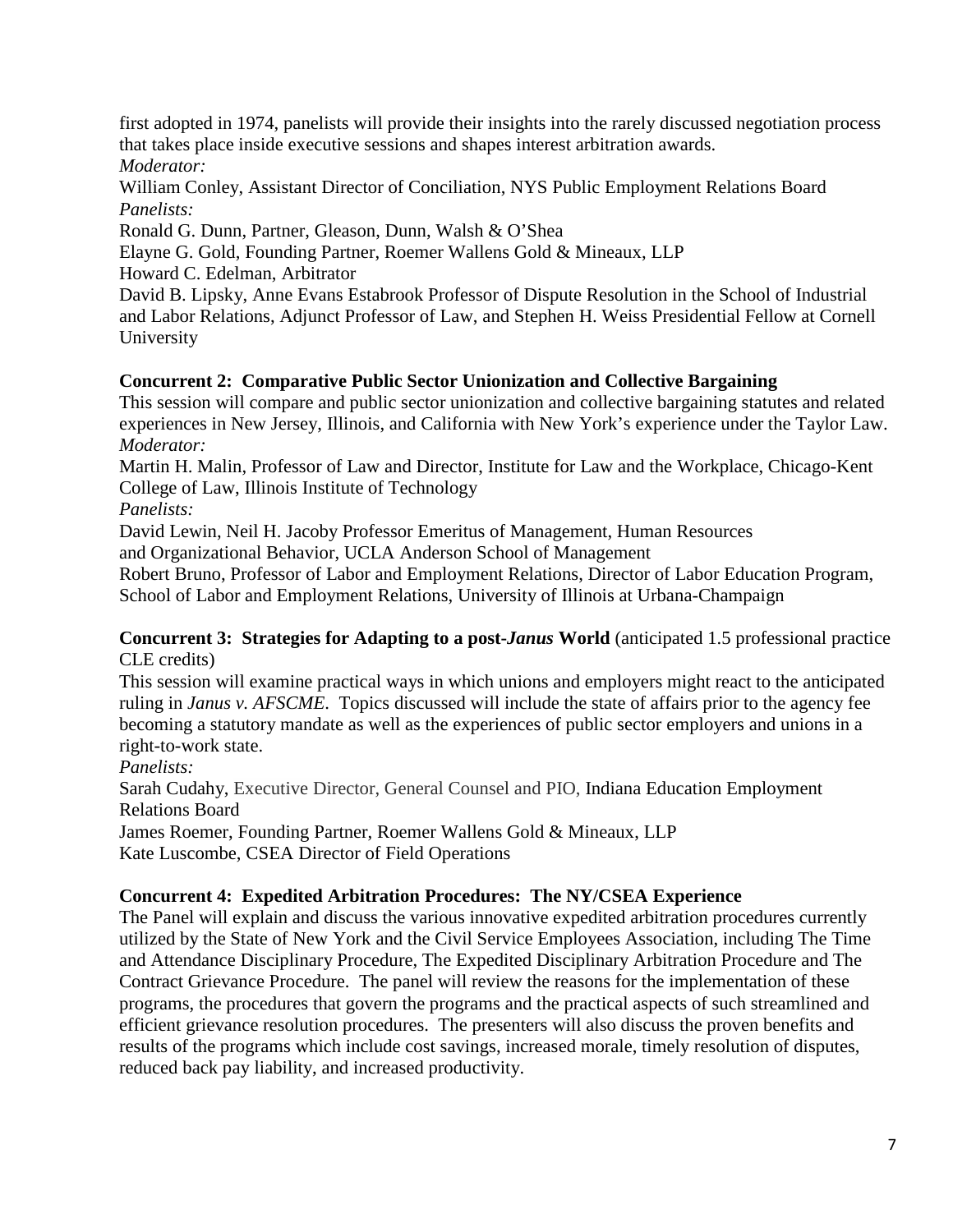first adopted in 1974, panelists will provide their insights into the rarely discussed negotiation process that takes place inside executive sessions and shapes interest arbitration awards.

*Moderator:*

William Conley, Assistant Director of Conciliation, NYS Public Employment Relations Board

*Panelists:*

Ronald G. Dunn, Partner, Gleason, Dunn, Walsh & O'Shea

Elayne G. Gold, Founding Partner, Roemer Wallens Gold & Mineaux, LLP

Howard C. Edelman, Arbitrator

David B. Lipsky, Anne Evans Estabrook Professor of Dispute Resolution in the School of Industrial and Labor Relations, Adjunct Professor of Law, and Stephen H. Weiss Presidential Fellow at Cornell University

**Concurrent 2: Comparative Public Sector Unionization and Collective Bargaining**

This session will compare and public sector unionization and collective bargaining statutes and related experiences in New Jersey, Illinois, and California with New York's experience under the Taylor Law.

*Moderator:*

Martin H. Malin, Professor of Law and Director, Institute for Law and the Workplace, Chicago-Kent College of Law, Illinois Institute of Technology

*Panelists:*

David Lewin, Neil H. Jacoby Professor Emeritus of Management, Human Resources and Organizational Behavior, UCLA Anderson School of Management

Robert Bruno, Professor of Labor and Employment Relations, Director of Labor Education Program, School of Labor and Employment Relations, University of Illinois at Urbana-Champaign

**Concurrent 3: Strategies for Adapting to a post-*Janus* World** (anticipated 1.5 professional practice CLE credits)

This session will examine practical ways in which unions and employers might react to the anticipated ruling in *Janus v. AFSCME*. Topics discussed will include the state of affairs prior to the agency fee becoming a statutory mandate as well as the experiences of public sector employers and unions in a right-to-work state.

*Panelists:*

Sarah Cudahy, Executive Director, General Counsel and PIO, Indiana Education Employment Relations Board

James Roemer, Founding Partner, Roemer Wallens Gold & Mineaux, LLP

Kate Luscombe, CSEA Director of Field Operations

**Concurrent 4: Expedited Arbitration Procedures: The NY/CSEA Experience**

The Panel will explain and discuss the various innovative expedited arbitration procedures currently utilized by the State of New York and the Civil Service Employees Association, including The Time and Attendance Disciplinary Procedure, The Expedited Disciplinary Arbitration Procedure and The Contract Grievance Procedure. The panel will review the reasons for the implementation of these programs, the procedures that govern the programs and the practical aspects of such streamlined and efficient grievance resolution procedures. The presenters will also discuss the proven benefits and results of the programs which include cost savings, increased morale, timely resolution of disputes, reduced back pay liability, and increased productivity.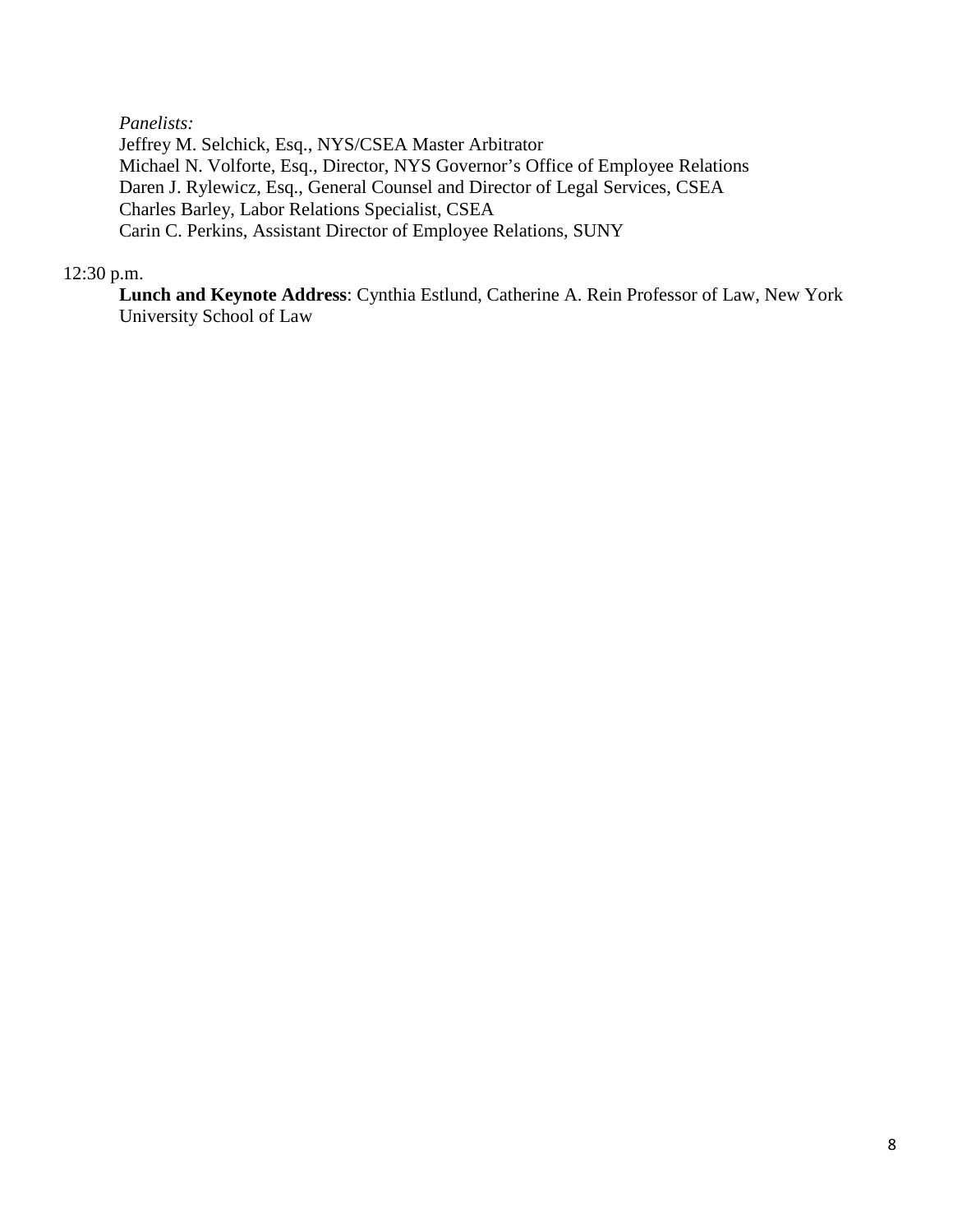*Panelists:*
Jeffrey M. Selchick, Esq., NYS/CSEA Master Arbitrator
Michael N. Volforte, Esq., Director, NYS Governor's Office of Employee Relations
Daren J. Rylewicz, Esq., General Counsel and Director of Legal Services, CSEA
Charles Barley, Labor Relations Specialist, CSEA
Carin C. Perkins, Assistant Director of Employee Relations, SUNY

12:30 p.m.

**Lunch and Keynote Address**: Cynthia Estlund, Catherine A. Rein Professor of Law, New York University School of Law